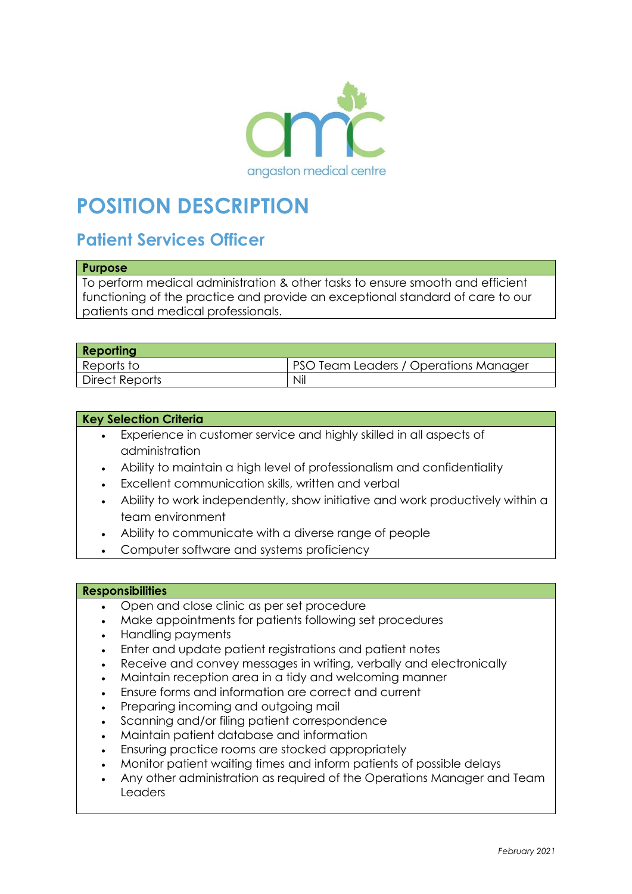angaston medical centre

# POSITION DESCRIPTION

## Patient Services Officer

**Purpose**

To perform medical administration & other tasks to ensure smooth and efficient functioning of the practice and provide an exceptional standard of care to our patients and medical professionals.

| **Reporting** | |
|---|---|
| Reports to | PSO Team Leaders / Operations Manager |
| Direct Reports | Nil |

**Key Selection Criteria**

- Experience in customer service and highly skilled in all aspects of administration
- Ability to maintain a high level of professionalism and confidentiality
- Excellent communication skills, written and verbal
- Ability to work independently, show initiative and work productively within a team environment
- Ability to communicate with a diverse range of people
- Computer software and systems proficiency

**Responsibilities**

- Open and close clinic as per set procedure
- Make appointments for patients following set procedures
- Handling payments
- Enter and update patient registrations and patient notes
- Receive and convey messages in writing, verbally and electronically
- Maintain reception area in a tidy and welcoming manner
- Ensure forms and information are correct and current
- Preparing incoming and outgoing mail
- Scanning and/or filing patient correspondence
- Maintain patient database and information
- Ensuring practice rooms are stocked appropriately
- Monitor patient waiting times and inform patients of possible delays
- Any other administration as required of the Operations Manager and Team Leaders

*February 2021*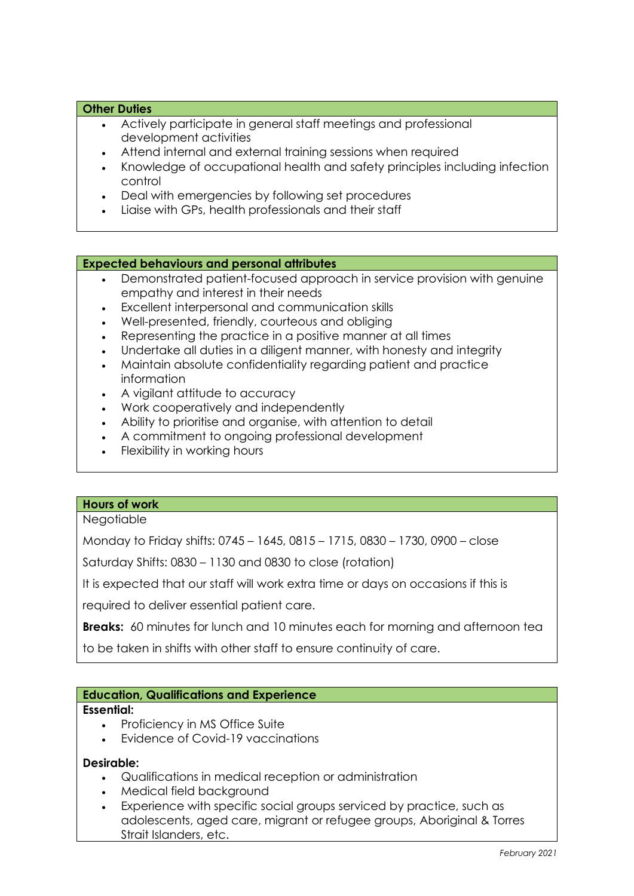## Other Duties

- Actively participate in general staff meetings and professional development activities
- Attend internal and external training sessions when required
- Knowledge of occupational health and safety principles including infection control
- Deal with emergencies by following set procedures
- Liaise with GPs, health professionals and their staff

## Expected behaviours and personal attributes

- Demonstrated patient-focused approach in service provision with genuine empathy and interest in their needs
- Excellent interpersonal and communication skills
- Well-presented, friendly, courteous and obliging
- Representing the practice in a positive manner at all times
- Undertake all duties in a diligent manner, with honesty and integrity
- Maintain absolute confidentiality regarding patient and practice information
- A vigilant attitude to accuracy
- Work cooperatively and independently
- Ability to prioritise and organise, with attention to detail
- A commitment to ongoing professional development
- Flexibility in working hours

## Hours of work

Negotiable

Monday to Friday shifts: 0745 – 1645, 0815 – 1715, 0830 – 1730, 0900 – close

Saturday Shifts: 0830 – 1130 and 0830 to close (rotation)

It is expected that our staff will work extra time or days on occasions if this is required to deliver essential patient care.

**Breaks:** 60 minutes for lunch and 10 minutes each for morning and afternoon tea to be taken in shifts with other staff to ensure continuity of care.

## Education, Qualifications and Experience

**Essential:**

- Proficiency in MS Office Suite
- Evidence of Covid-19 vaccinations

**Desirable:**

- Qualifications in medical reception or administration
- Medical field background
- Experience with specific social groups serviced by practice, such as adolescents, aged care, migrant or refugee groups, Aboriginal & Torres Strait Islanders, etc.

*February 2021*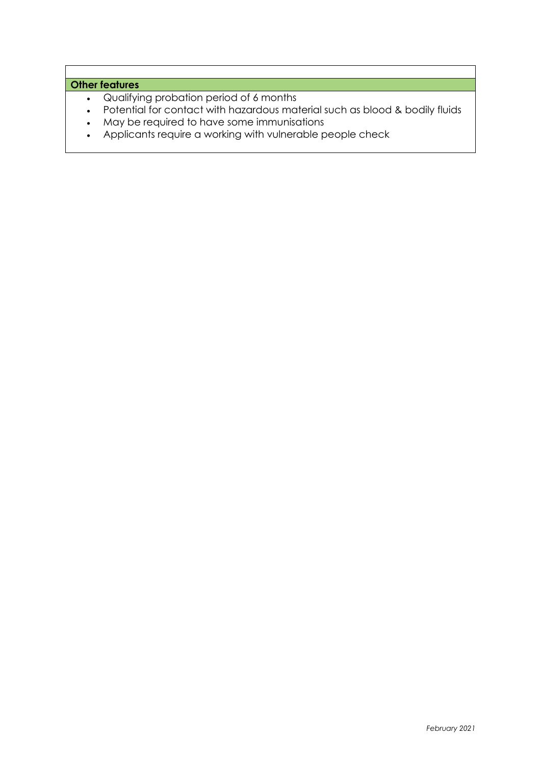## Other features

- Qualifying probation period of 6 months
- Potential for contact with hazardous material such as blood & bodily fluids
- May be required to have some immunisations
- Applicants require a working with vulnerable people check

*February 2021*